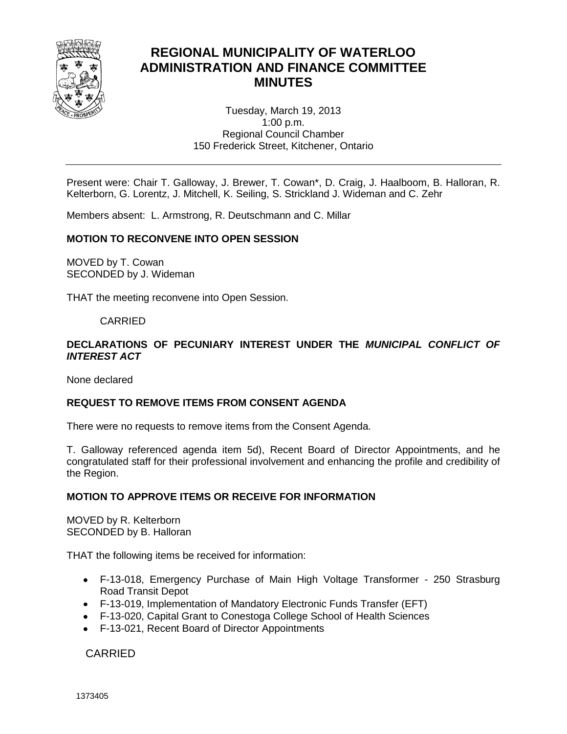# REGIONAL MUNICIPALITY OF WATERLOO ADMINISTRATION AND FINANCE COMMITTEE MINUTES

Tuesday, March 19, 2013
1:00 p.m.
Regional Council Chamber
150 Frederick Street, Kitchener, Ontario

---

Present were: Chair T. Galloway, J. Brewer, T. Cowan*, D. Craig, J. Haalboom, B. Halloran, R. Kelterborn, G. Lorentz, J. Mitchell, K. Seiling, S. Strickland J. Wideman and C. Zehr

Members absent: L. Armstrong, R. Deutschmann and C. Millar

## MOTION TO RECONVENE INTO OPEN SESSION

MOVED by T. Cowan
SECONDED by J. Wideman

THAT the meeting reconvene into Open Session.

CARRIED

## DECLARATIONS OF PECUNIARY INTEREST UNDER THE *MUNICIPAL CONFLICT OF INTEREST ACT*

None declared

## REQUEST TO REMOVE ITEMS FROM CONSENT AGENDA

There were no requests to remove items from the Consent Agenda.

T. Galloway referenced agenda item 5d), Recent Board of Director Appointments, and he congratulated staff for their professional involvement and enhancing the profile and credibility of the Region.

## MOTION TO APPROVE ITEMS OR RECEIVE FOR INFORMATION

MOVED by R. Kelterborn
SECONDED by B. Halloran

THAT the following items be received for information:

- F-13-018, Emergency Purchase of Main High Voltage Transformer - 250 Strasburg Road Transit Depot
- F-13-019, Implementation of Mandatory Electronic Funds Transfer (EFT)
- F-13-020, Capital Grant to Conestoga College School of Health Sciences
- F-13-021, Recent Board of Director Appointments

CARRIED

1373405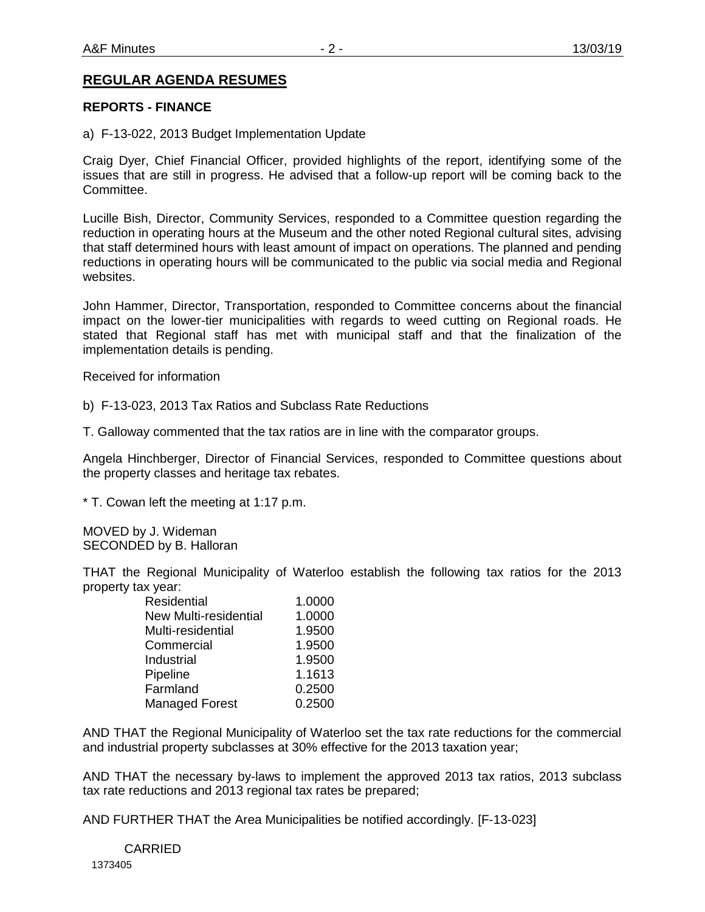## REGULAR AGENDA RESUMES

### REPORTS - FINANCE

a) F-13-022, 2013 Budget Implementation Update

Craig Dyer, Chief Financial Officer, provided highlights of the report, identifying some of the issues that are still in progress. He advised that a follow-up report will be coming back to the Committee.

Lucille Bish, Director, Community Services, responded to a Committee question regarding the reduction in operating hours at the Museum and the other noted Regional cultural sites, advising that staff determined hours with least amount of impact on operations. The planned and pending reductions in operating hours will be communicated to the public via social media and Regional websites.

John Hammer, Director, Transportation, responded to Committee concerns about the financial impact on the lower-tier municipalities with regards to weed cutting on Regional roads. He stated that Regional staff has met with municipal staff and that the finalization of the implementation details is pending.

Received for information

b) F-13-023, 2013 Tax Ratios and Subclass Rate Reductions

T. Galloway commented that the tax ratios are in line with the comparator groups.

Angela Hinchberger, Director of Financial Services, responded to Committee questions about the property classes and heritage tax rebates.

* T. Cowan left the meeting at 1:17 p.m.

MOVED by J. Wideman
SECONDED by B. Halloran

THAT the Regional Municipality of Waterloo establish the following tax ratios for the 2013 property tax year:

| | |
|---|---|
| Residential | 1.0000 |
| New Multi-residential | 1.0000 |
| Multi-residential | 1.9500 |
| Commercial | 1.9500 |
| Industrial | 1.9500 |
| Pipeline | 1.1613 |
| Farmland | 0.2500 |
| Managed Forest | 0.2500 |

AND THAT the Regional Municipality of Waterloo set the tax rate reductions for the commercial and industrial property subclasses at 30% effective for the 2013 taxation year;

AND THAT the necessary by-laws to implement the approved 2013 tax ratios, 2013 subclass tax rate reductions and 2013 regional tax rates be prepared;

AND FURTHER THAT the Area Municipalities be notified accordingly. [F-13-023]

CARRIED

1373405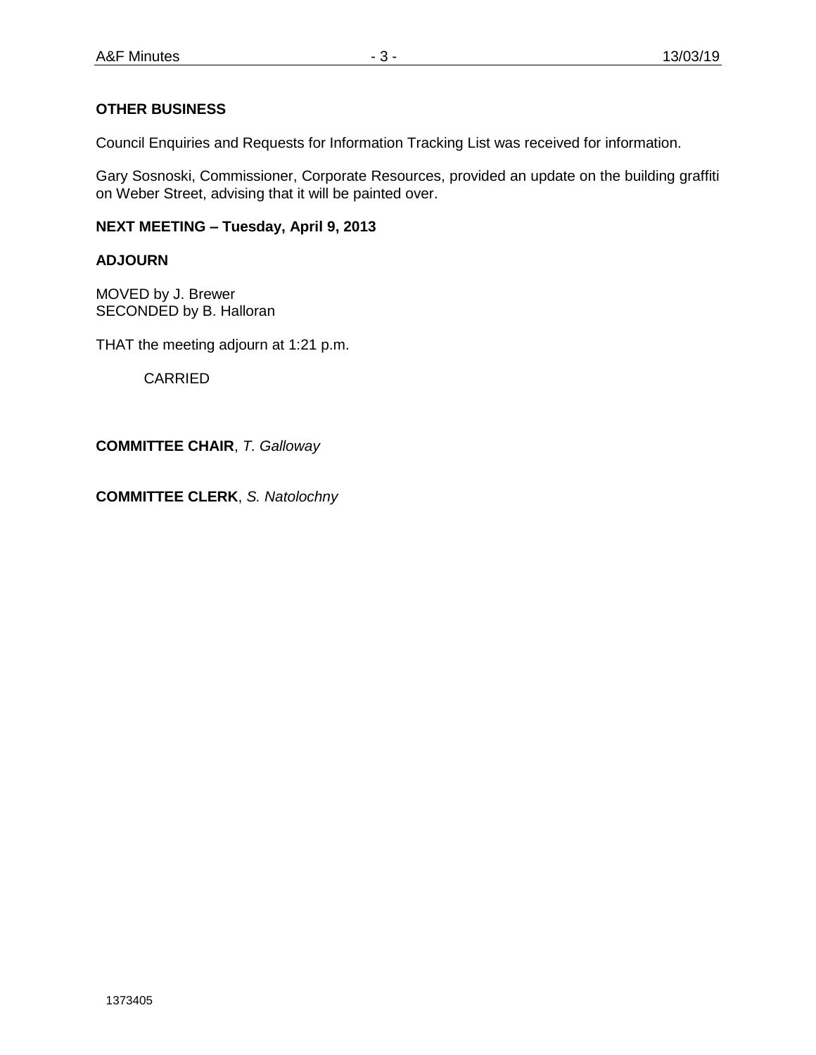## OTHER BUSINESS

Council Enquiries and Requests for Information Tracking List was received for information.

Gary Sosnoski, Commissioner, Corporate Resources, provided an update on the building graffiti on Weber Street, advising that it will be painted over.

## NEXT MEETING – Tuesday, April 9, 2013

## ADJOURN

MOVED by J. Brewer
SECONDED by B. Halloran

THAT the meeting adjourn at 1:21 p.m.

CARRIED

**COMMITTEE CHAIR**, *T. Galloway*

**COMMITTEE CLERK**, *S. Natolochny*

1373405